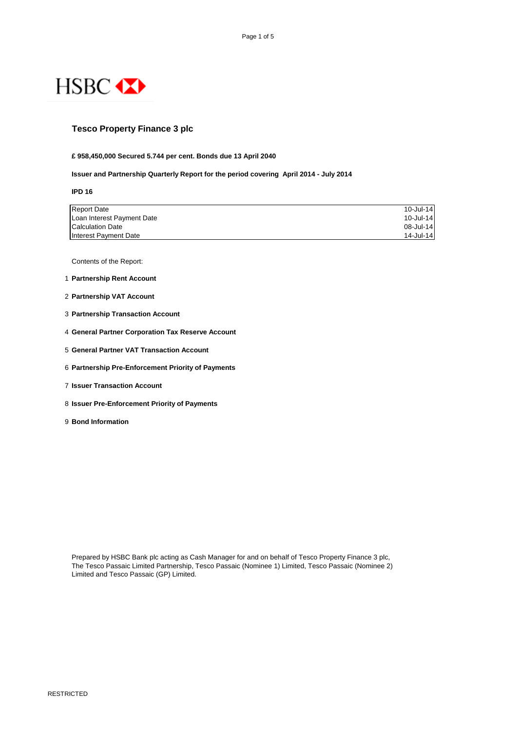HSBC

# Tesco Property Finance 3 plc

**£ 958,450,000 Secured 5.744 per cent. Bonds due 13 April 2040**

**Issuer and Partnership Quarterly Report for the period covering April 2014 - July 2014**

**IPD 16**

| | |
|---|---|
| Report Date | 10-Jul-14 |
| Loan Interest Payment Date | 10-Jul-14 |
| Calculation Date | 08-Jul-14 |
| Interest Payment Date | 14-Jul-14 |

Contents of the Report:

1. **Partnership Rent Account**
2. **Partnership VAT Account**
3. **Partnership Transaction Account**
4. **General Partner Corporation Tax Reserve Account**
5. **General Partner VAT Transaction Account**
6. **Partnership Pre-Enforcement Priority of Payments**
7. **Issuer Transaction Account**
8. **Issuer Pre-Enforcement Priority of Payments**
9. **Bond Information**

Prepared by HSBC Bank plc acting as Cash Manager for and on behalf of Tesco Property Finance 3 plc, The Tesco Passaic Limited Partnership, Tesco Passaic (Nominee 1) Limited, Tesco Passaic (Nominee 2) Limited and Tesco Passaic (GP) Limited.

RESTRICTED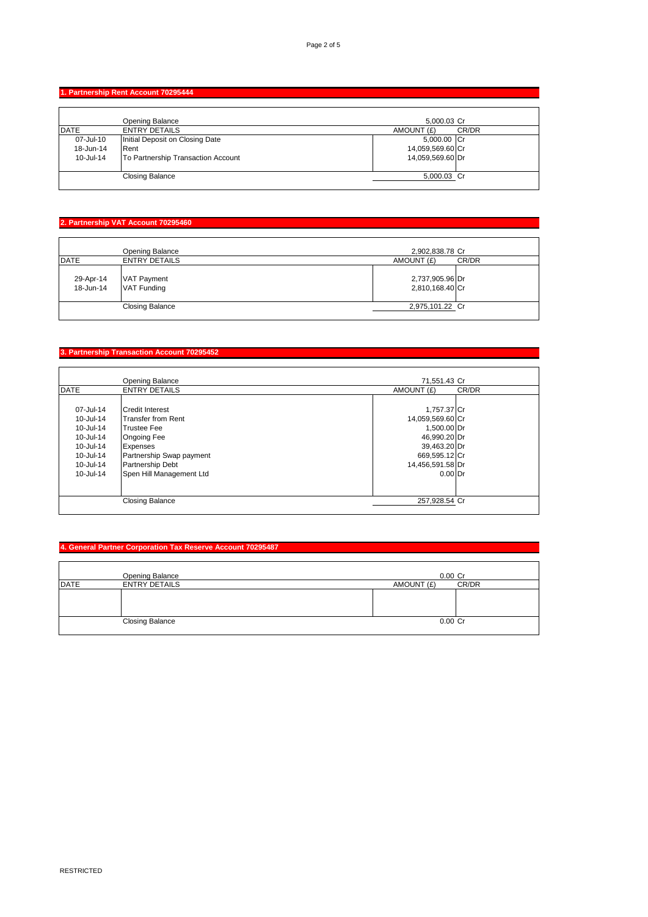## 1. Partnership Rent Account 70295444

| DATE | ENTRY DETAILS | AMOUNT (£) | CR/DR |
|---|---|---|---|
| | Opening Balance | 5,000.03 | Cr |
| 07-Jul-10 | Initial Deposit on Closing Date | 5,000.00 | Cr |
| 18-Jun-14 | Rent | 14,059,569.60 | Cr |
| 10-Jul-14 | To Partnership Transaction Account | 14,059,569.60 | Dr |
| | Closing Balance | 5,000.03 | Cr |

## 2. Partnership VAT Account 70295460

| DATE | ENTRY DETAILS | AMOUNT (£) | CR/DR |
|---|---|---|---|
| | Opening Balance | 2,902,838.78 | Cr |
| 29-Apr-14 | VAT Payment | 2,737,905.96 | Dr |
| 18-Jun-14 | VAT Funding | 2,810,168.40 | Cr |
| | Closing Balance | 2,975,101.22 | Cr |

## 3. Partnership Transaction Account 70295452

| DATE | ENTRY DETAILS | AMOUNT (£) | CR/DR |
|---|---|---|---|
| | Opening Balance | 71,551.43 | Cr |
| 07-Jul-14 | Credit Interest | 1,757.37 | Cr |
| 10-Jul-14 | Transfer from Rent | 14,059,569.60 | Cr |
| 10-Jul-14 | Trustee Fee | 1,500.00 | Dr |
| 10-Jul-14 | Ongoing Fee | 46,990.20 | Dr |
| 10-Jul-14 | Expenses | 39,463.20 | Dr |
| 10-Jul-14 | Partnership Swap payment | 669,595.12 | Cr |
| 10-Jul-14 | Partnership Debt | 14,456,591.58 | Dr |
| 10-Jul-14 | Spen Hill Management Ltd | 0.00 | Dr |
| | Closing Balance | 257,928.54 | Cr |

## 4. General Partner Corporation Tax Reserve Account 70295487

| DATE | ENTRY DETAILS | AMOUNT (£) | CR/DR |
|---|---|---|---|
| | Opening Balance | 0.00 | Cr |
| | Closing Balance | 0.00 | Cr |

RESTRICTED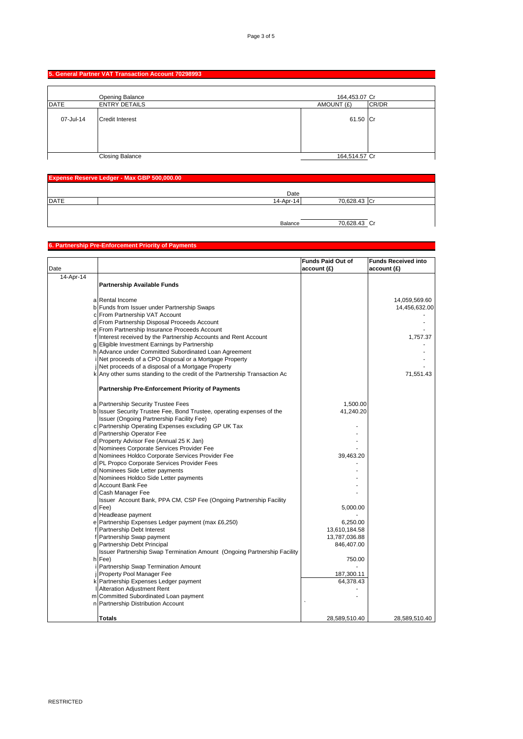## 5. General Partner VAT Transaction Account 70298993

| DATE | ENTRY DETAILS | AMOUNT (£) | CR/DR |
|---|---|---|---|
| | Opening Balance | 164,453.07 | Cr |
| 07-Jul-14 | Credit Interest | 61.50 | Cr |
| | Closing Balance | 164,514.57 | Cr |

## Expense Reserve Ledger - Max GBP 500,000.00

| DATE | | Date | | |
|---|---|---|---|---|
| | | 14-Apr-14 | 70,628.43 | Cr |
| | | Balance | 70,628.43 | Cr |

## 6. Partnership Pre-Enforcement Priority of Payments

| Date | | | Funds Paid Out of account (£) | Funds Received into account (£) |
|---|---|---|---|---|
| 14-Apr-14 | | **Partnership Available Funds** | | |
| | a | Rental Income | | 14,059,569.60 |
| | b | Funds from Issuer under Partnership Swaps | | 14,456,632.00 |
| | c | From Partnership VAT Account | | - |
| | d | From Partnership Disposal Proceeds Account | | - |
| | e | From Partnership Insurance Proceeds Account | | - |
| | f | Interest received by the Partnership Accounts and Rent Account | | 1,757.37 |
| | g | Eligible Investment Earnings by Partnership | | - |
| | h | Advance under Committed Subordinated Loan Agreement | | - |
| | i | Net proceeds of a CPO Disposal or a Mortgage Property | | - |
| | j | Net proceeds of a disposal of a Mortgage Property | | - |
| | k | Any other sums standing to the credit of the Partnership Transaction Ac | | 71,551.43 |
| | | **Partnership Pre-Enforcement Priority of Payments** | | |
| | a | Partnership Security Trustee Fees | 1,500.00 | |
| | b | Issuer Security Trustee Fee, Bond Trustee, operating expenses of the Issuer (Ongoing Partnership Facility Fee) | 41,240.20 | |
| | c | Partnership Operating Expenses excluding GP UK Tax | - | |
| | d | Partnership Operator Fee | - | |
| | d | Property Advisor Fee (Annual 25 K Jan) | - | |
| | d | Nominees Corporate Services Provider Fee | - | |
| | d | Nominees Holdco Corporate Services Provider Fee | 39,463.20 | |
| | d | PL Propco Corporate Services Provider Fees | - | |
| | d | Nominees Side Letter payments | - | |
| | d | Nominees Holdco Side Letter payments | - | |
| | d | Account Bank Fee | - | |
| | d | Cash Manager Fee | - | |
| | d | Issuer Account Bank, PPA CM, CSP Fee (Ongoing Partnership Facility Fee) | 5,000.00 | |
| | d | Headlease payment | - | |
| | e | Partnership Expenses Ledger payment (max £6,250) | 6,250.00 | |
| | f | Partnership Debt Interest | 13,610,184.58 | |
| | f | Partnership Swap payment | 13,787,036.88 | |
| | g | Partnership Debt Principal | 846,407.00 | |
| | h | Issuer Partnership Swap Termination Amount (Ongoing Partnership Facility Fee) | 750.00 | |
| | i | Partnership Swap Termination Amount | - | |
| | j | Property Pool Manager Fee | 187,300.11 | |
| | k | Partnership Expenses Ledger payment | 64,378.43 | |
| | l | Alteration Adjustment Rent | - | |
| | m | Committed Subordinated Loan payment | - | |
| | n | Partnership Distribution Account | ` | |
| | | **Totals** | 28,589,510.40 | 28,589,510.40 |

RESTRICTED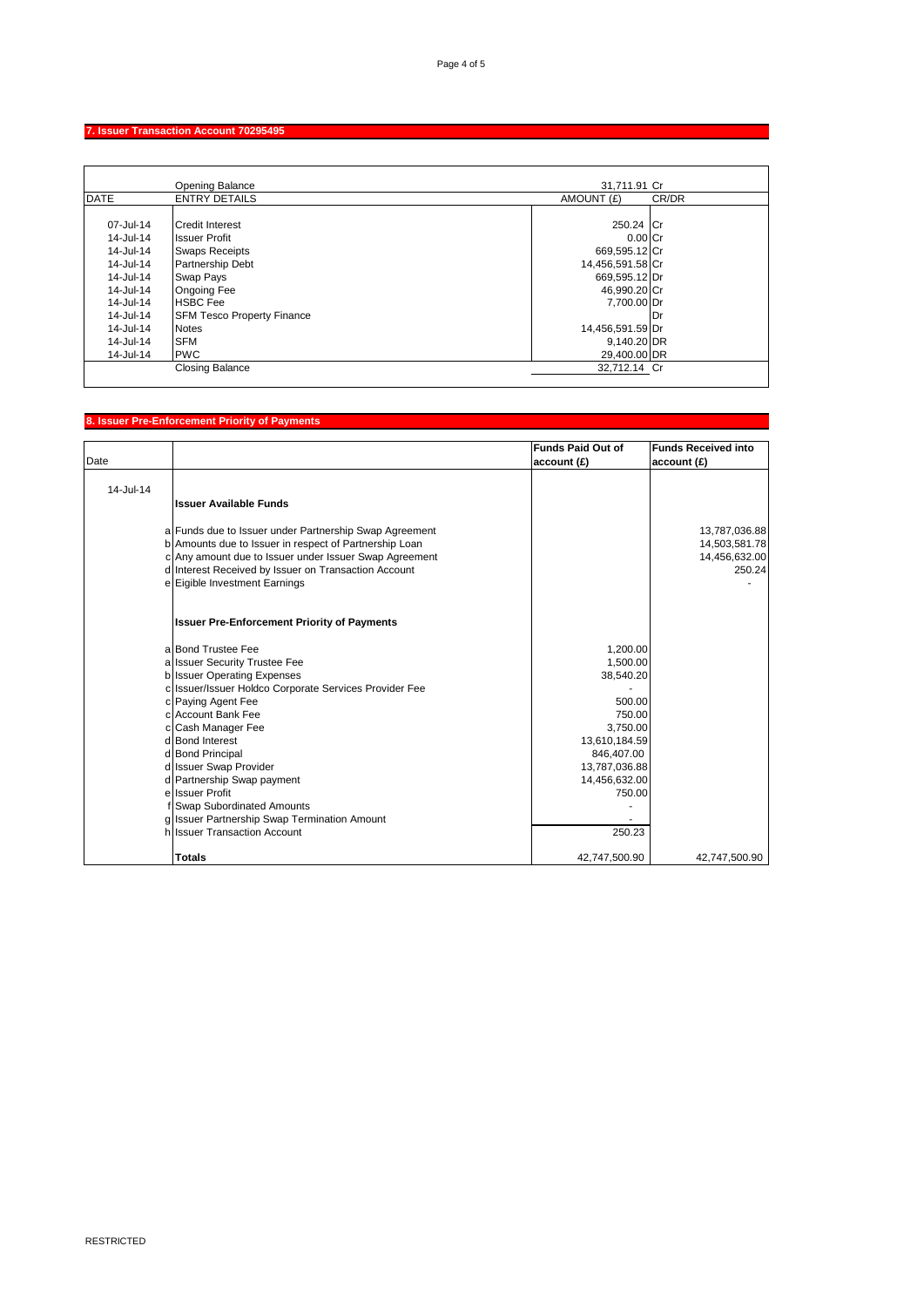## 7. Issuer Transaction Account 70295495

| DATE | ENTRY DETAILS | AMOUNT (£) | CR/DR |
|---|---|---|---|
| | Opening Balance | 31,711.91 | Cr |
| 07-Jul-14 | Credit Interest | 250.24 | Cr |
| 14-Jul-14 | Issuer Profit | 0.00 | Cr |
| 14-Jul-14 | Swaps Receipts | 669,595.12 | Cr |
| 14-Jul-14 | Partnership Debt | 14,456,591.58 | Cr |
| 14-Jul-14 | Swap Pays | 669,595.12 | Dr |
| 14-Jul-14 | Ongoing Fee | 46,990.20 | Cr |
| 14-Jul-14 | HSBC Fee | 7,700.00 | Dr |
| 14-Jul-14 | SFM Tesco Property Finance | | Dr |
| 14-Jul-14 | Notes | 14,456,591.59 | Dr |
| 14-Jul-14 | SFM | 9,140.20 | DR |
| 14-Jul-14 | PWC | 29,400.00 | DR |
| | Closing Balance | 32,712.14 | Cr |

## 8. Issuer Pre-Enforcement Priority of Payments

| Date | | | Funds Paid Out of account (£) | Funds Received into account (£) |
|---|---|---|---|---|
| 14-Jul-14 | | **Issuer Available Funds** | | |
| | a | Funds due to Issuer under Partnership Swap Agreement | | 13,787,036.88 |
| | b | Amounts due to Issuer in respect of Partnership Loan | | 14,503,581.78 |
| | c | Any amount due to Issuer under Issuer Swap Agreement | | 14,456,632.00 |
| | d | Interest Received by Issuer on Transaction Account | | 250.24 |
| | e | Eigible Investment Earnings | | - |
| | | **Issuer Pre-Enforcement Priority of Payments** | | |
| | a | Bond Trustee Fee | 1,200.00 | |
| | a | Issuer Security Trustee Fee | 1,500.00 | |
| | b | Issuer Operating Expenses | 38,540.20 | |
| | c | Issuer/Issuer Holdco Corporate Services Provider Fee | - | |
| | c | Paying Agent Fee | 500.00 | |
| | c | Account Bank Fee | 750.00 | |
| | c | Cash Manager Fee | 3,750.00 | |
| | d | Bond Interest | 13,610,184.59 | |
| | d | Bond Principal | 846,407.00 | |
| | d | Issuer Swap Provider | 13,787,036.88 | |
| | d | Partnership Swap payment | 14,456,632.00 | |
| | e | Issuer Profit | 750.00 | |
| | f | Swap Subordinated Amounts | - | |
| | g | Issuer Partnership Swap Termination Amount | - | |
| | h | Issuer Transaction Account | 250.23 | |
| | | **Totals** | 42,747,500.90 | 42,747,500.90 |

RESTRICTED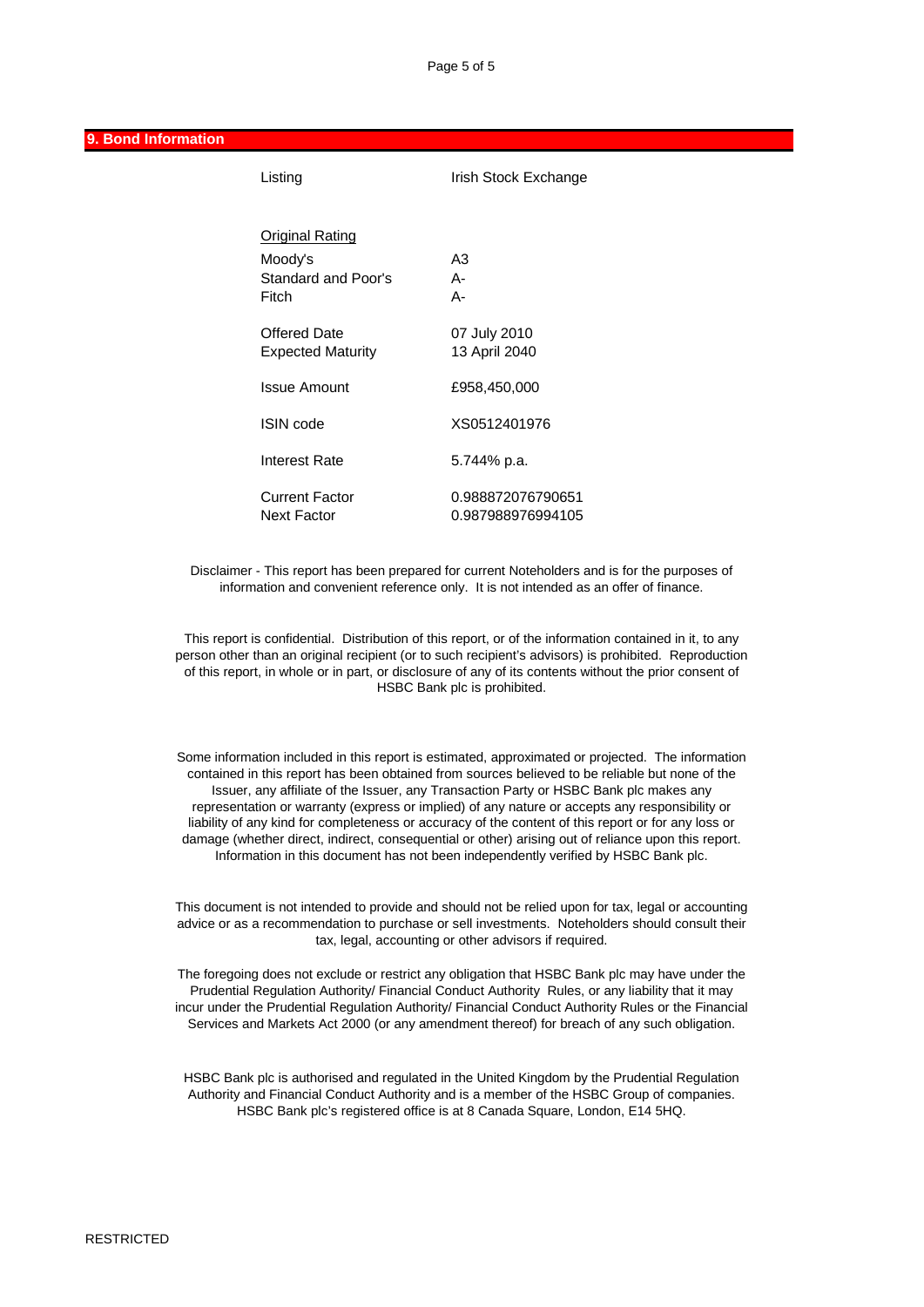## 9. Bond Information

| | |
|---|---|
| Listing | Irish Stock Exchange |
| <u>Original Rating</u> | |
| Moody's | A3 |
| Standard and Poor's | A- |
| Fitch | A- |
| Offered Date | 07 July 2010 |
| Expected Maturity | 13 April 2040 |
| Issue Amount | £958,450,000 |
| ISIN code | XS0512401976 |
| Interest Rate | 5.744% p.a. |
| Current Factor | 0.988872076790651 |
| Next Factor | 0.987988976994105 |

Disclaimer - This report has been prepared for current Noteholders and is for the purposes of information and convenient reference only. It is not intended as an offer of finance.

This report is confidential. Distribution of this report, or of the information contained in it, to any person other than an original recipient (or to such recipient's advisors) is prohibited. Reproduction of this report, in whole or in part, or disclosure of any of its contents without the prior consent of HSBC Bank plc is prohibited.

Some information included in this report is estimated, approximated or projected. The information contained in this report has been obtained from sources believed to be reliable but none of the Issuer, any affiliate of the Issuer, any Transaction Party or HSBC Bank plc makes any representation or warranty (express or implied) of any nature or accepts any responsibility or liability of any kind for completeness or accuracy of the content of this report or for any loss or damage (whether direct, indirect, consequential or other) arising out of reliance upon this report. Information in this document has not been independently verified by HSBC Bank plc.

This document is not intended to provide and should not be relied upon for tax, legal or accounting advice or as a recommendation to purchase or sell investments. Noteholders should consult their tax, legal, accounting or other advisors if required.

The foregoing does not exclude or restrict any obligation that HSBC Bank plc may have under the Prudential Regulation Authority/ Financial Conduct Authority Rules, or any liability that it may incur under the Prudential Regulation Authority/ Financial Conduct Authority Rules or the Financial Services and Markets Act 2000 (or any amendment thereof) for breach of any such obligation.

HSBC Bank plc is authorised and regulated in the United Kingdom by the Prudential Regulation Authority and Financial Conduct Authority and is a member of the HSBC Group of companies. HSBC Bank plc's registered office is at 8 Canada Square, London, E14 5HQ.

RESTRICTED